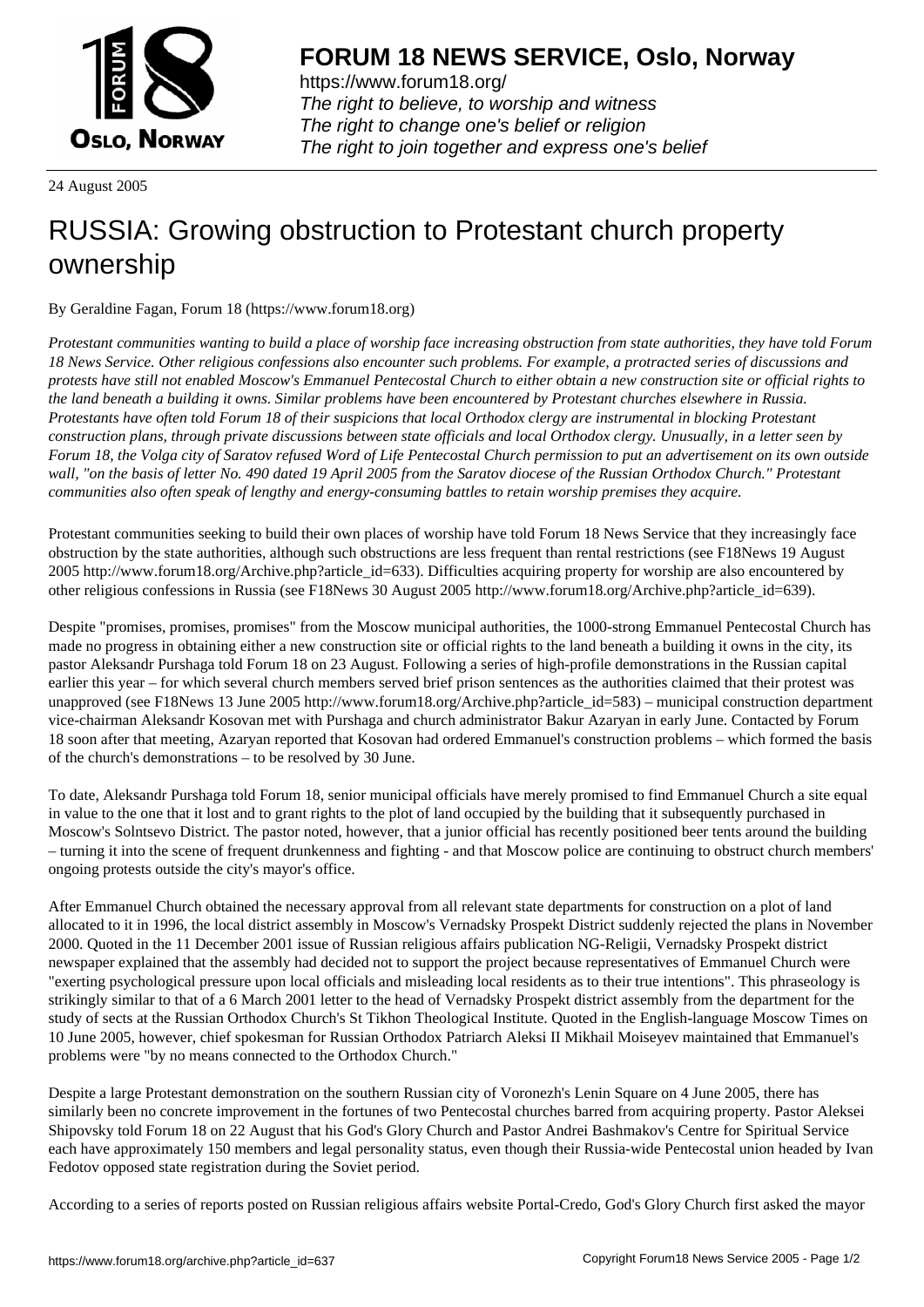**FORUM 18 NEWS SERVICE, Oslo, Norway**

https://www.forum18.org/
*The right to believe, to worship and witness*
*The right to change one's belief or religion*
*The right to join together and express one's belief*

24 August 2005

# RUSSIA: Growing obstruction to Protestant church property ownership

By Geraldine Fagan, Forum 18 (https://www.forum18.org)

*Protestant communities wanting to build a place of worship face increasing obstruction from state authorities, they have told Forum 18 News Service. Other religious confessions also encounter such problems. For example, a protracted series of discussions and protests have still not enabled Moscow's Emmanuel Pentecostal Church to either obtain a new construction site or official rights to the land beneath a building it owns. Similar problems have been encountered by Protestant churches elsewhere in Russia. Protestants have often told Forum 18 of their suspicions that local Orthodox clergy are instrumental in blocking Protestant construction plans, through private discussions between state officials and local Orthodox clergy. Unusually, in a letter seen by Forum 18, the Volga city of Saratov refused Word of Life Pentecostal Church permission to put an advertisement on its own outside wall, "on the basis of letter No. 490 dated 19 April 2005 from the Saratov diocese of the Russian Orthodox Church." Protestant communities also often speak of lengthy and energy-consuming battles to retain worship premises they acquire.*

Protestant communities seeking to build their own places of worship have told Forum 18 News Service that they increasingly face obstruction by the state authorities, although such obstructions are less frequent than rental restrictions (see F18News 19 August 2005 http://www.forum18.org/Archive.php?article_id=633). Difficulties acquiring property for worship are also encountered by other religious confessions in Russia (see F18News 30 August 2005 http://www.forum18.org/Archive.php?article_id=639).

Despite "promises, promises, promises" from the Moscow municipal authorities, the 1000-strong Emmanuel Pentecostal Church has made no progress in obtaining either a new construction site or official rights to the land beneath a building it owns in the city, its pastor Aleksandr Purshaga told Forum 18 on 23 August. Following a series of high-profile demonstrations in the Russian capital earlier this year – for which several church members served brief prison sentences as the authorities claimed that their protest was unapproved (see F18News 13 June 2005 http://www.forum18.org/Archive.php?article_id=583) – municipal construction department vice-chairman Aleksandr Kosovan met with Purshaga and church administrator Bakur Azaryan in early June. Contacted by Forum 18 soon after that meeting, Azaryan reported that Kosovan had ordered Emmanuel's construction problems – which formed the basis of the church's demonstrations – to be resolved by 30 June.

To date, Aleksandr Purshaga told Forum 18, senior municipal officials have merely promised to find Emmanuel Church a site equal in value to the one that it lost and to grant rights to the plot of land occupied by the building that it subsequently purchased in Moscow's Solntsevo District. The pastor noted, however, that a junior official has recently positioned beer tents around the building – turning it into the scene of frequent drunkenness and fighting - and that Moscow police are continuing to obstruct church members' ongoing protests outside the city's mayor's office.

After Emmanuel Church obtained the necessary approval from all relevant state departments for construction on a plot of land allocated to it in 1996, the local district assembly in Moscow's Vernadsky Prospekt District suddenly rejected the plans in November 2000. Quoted in the 11 December 2001 issue of Russian religious affairs publication NG-Religii, Vernadsky Prospekt district newspaper explained that the assembly had decided not to support the project because representatives of Emmanuel Church were "exerting psychological pressure upon local officials and misleading local residents as to their true intentions". This phraseology is strikingly similar to that of a 6 March 2001 letter to the head of Vernadsky Prospekt district assembly from the department for the study of sects at the Russian Orthodox Church's St Tikhon Theological Institute. Quoted in the English-language Moscow Times on 10 June 2005, however, chief spokesman for Russian Orthodox Patriarch Aleksi II Mikhail Moiseyev maintained that Emmanuel's problems were "by no means connected to the Orthodox Church."

Despite a large Protestant demonstration on the southern Russian city of Voronezh's Lenin Square on 4 June 2005, there has similarly been no concrete improvement in the fortunes of two Pentecostal churches barred from acquiring property. Pastor Aleksei Shipovsky told Forum 18 on 22 August that his God's Glory Church and Pastor Andrei Bashmakov's Centre for Spiritual Service each have approximately 150 members and legal personality status, even though their Russia-wide Pentecostal union headed by Ivan Fedotov opposed state registration during the Soviet period.

According to a series of reports posted on Russian religious affairs website Portal-Credo, God's Glory Church first asked the mayor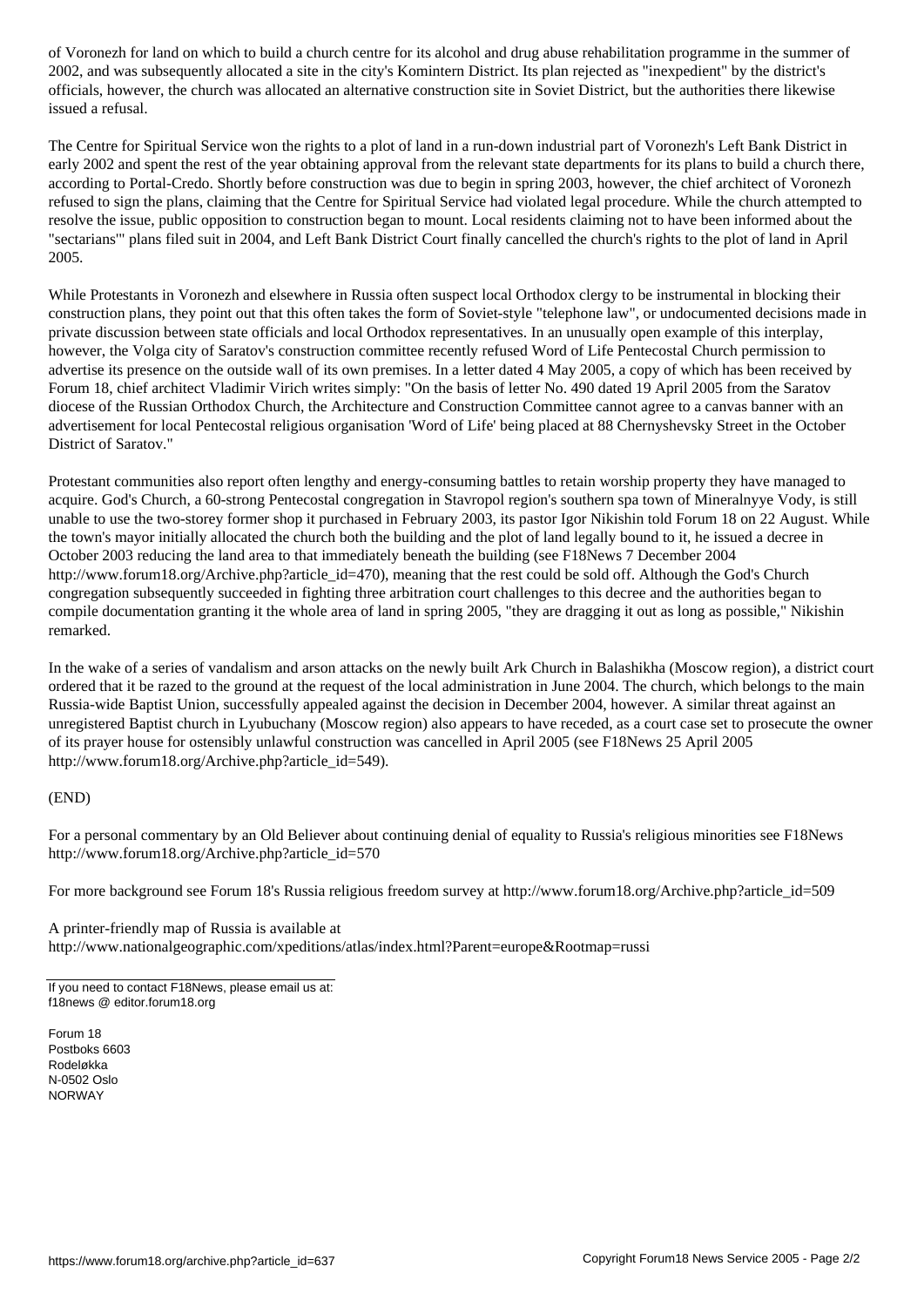of Voronezh for land on which to build a church centre for its alcohol and drug abuse rehabilitation programme in the summer of 2002, and was subsequently allocated a site in the city's Komintern District. Its plan rejected as "inexpedient" by the district's officials, however, the church was allocated an alternative construction site in Soviet District, but the authorities there likewise issued a refusal.

The Centre for Spiritual Service won the rights to a plot of land in a run-down industrial part of Voronezh's Left Bank District in early 2002 and spent the rest of the year obtaining approval from the relevant state departments for its plans to build a church there, according to Portal-Credo. Shortly before construction was due to begin in spring 2003, however, the chief architect of Voronezh refused to sign the plans, claiming that the Centre for Spiritual Service had violated legal procedure. While the church attempted to resolve the issue, public opposition to construction began to mount. Local residents claiming not to have been informed about the "sectarians'" plans filed suit in 2004, and Left Bank District Court finally cancelled the church's rights to the plot of land in April 2005.

While Protestants in Voronezh and elsewhere in Russia often suspect local Orthodox clergy to be instrumental in blocking their construction plans, they point out that this often takes the form of Soviet-style "telephone law", or undocumented decisions made in private discussion between state officials and local Orthodox representatives. In an unusually open example of this interplay, however, the Volga city of Saratov's construction committee recently refused Word of Life Pentecostal Church permission to advertise its presence on the outside wall of its own premises. In a letter dated 4 May 2005, a copy of which has been received by Forum 18, chief architect Vladimir Virich writes simply: "On the basis of letter No. 490 dated 19 April 2005 from the Saratov diocese of the Russian Orthodox Church, the Architecture and Construction Committee cannot agree to a canvas banner with an advertisement for local Pentecostal religious organisation 'Word of Life' being placed at 88 Chernyshevsky Street in the October District of Saratov."

Protestant communities also report often lengthy and energy-consuming battles to retain worship property they have managed to acquire. God's Church, a 60-strong Pentecostal congregation in Stavropol region's southern spa town of Mineralnyye Vody, is still unable to use the two-storey former shop it purchased in February 2003, its pastor Igor Nikishin told Forum 18 on 22 August. While the town's mayor initially allocated the church both the building and the plot of land legally bound to it, he issued a decree in October 2003 reducing the land area to that immediately beneath the building (see F18News 7 December 2004 http://www.forum18.org/Archive.php?article_id=470), meaning that the rest could be sold off. Although the God's Church congregation subsequently succeeded in fighting three arbitration court challenges to this decree and the authorities began to compile documentation granting it the whole area of land in spring 2005, "they are dragging it out as long as possible," Nikishin remarked.

In the wake of a series of vandalism and arson attacks on the newly built Ark Church in Balashikha (Moscow region), a district court ordered that it be razed to the ground at the request of the local administration in June 2004. The church, which belongs to the main Russia-wide Baptist Union, successfully appealed against the decision in December 2004, however. A similar threat against an unregistered Baptist church in Lyubuchany (Moscow region) also appears to have receded, as a court case set to prosecute the owner of its prayer house for ostensibly unlawful construction was cancelled in April 2005 (see F18News 25 April 2005 http://www.forum18.org/Archive.php?article_id=549).

(END)

For a personal commentary by an Old Believer about continuing denial of equality to Russia's religious minorities see F18News http://www.forum18.org/Archive.php?article_id=570

For more background see Forum 18's Russia religious freedom survey at http://www.forum18.org/Archive.php?article_id=509

A printer-friendly map of Russia is available at
http://www.nationalgeographic.com/xpeditions/atlas/index.html?Parent=europe&Rootmap=russi

If you need to contact F18News, please email us at:
f18news @ editor.forum18.org

Forum 18
Postboks 6603
Rodeløkka
N-0502 Oslo
NORWAY